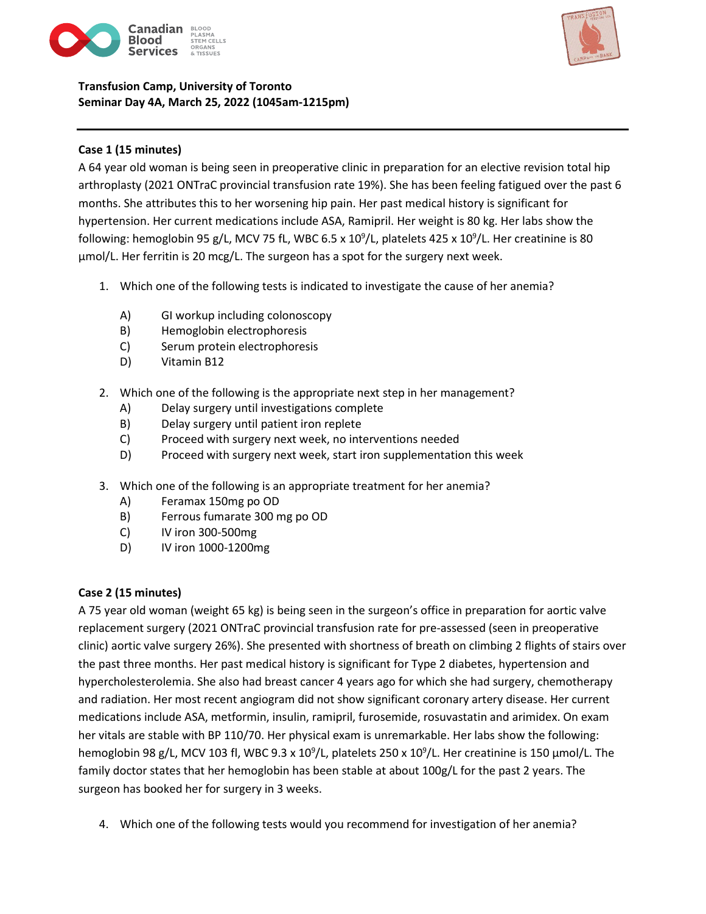**Transfusion Camp, University of Toronto**
**Seminar Day 4A, March 25, 2022 (1045am-1215pm)**

---

**Case 1 (15 minutes)**

A 64 year old woman is being seen in preoperative clinic in preparation for an elective revision total hip arthroplasty (2021 ONTraC provincial transfusion rate 19%). She has been feeling fatigued over the past 6 months. She attributes this to her worsening hip pain. Her past medical history is significant for hypertension. Her current medications include ASA, Ramipril. Her weight is 80 kg. Her labs show the following: hemoglobin 95 g/L, MCV 75 fL, WBC 6.5 x $10^9$/L, platelets 425 x $10^9$/L. Her creatinine is 80 µmol/L. Her ferritin is 20 mcg/L. The surgeon has a spot for the surgery next week.

1. Which one of the following tests is indicated to investigate the cause of her anemia?

   A) GI workup including colonoscopy
   B) Hemoglobin electrophoresis
   C) Serum protein electrophoresis
   D) Vitamin B12

2. Which one of the following is the appropriate next step in her management?

   A) Delay surgery until investigations complete
   B) Delay surgery until patient iron replete
   C) Proceed with surgery next week, no interventions needed
   D) Proceed with surgery next week, start iron supplementation this week

3. Which one of the following is an appropriate treatment for her anemia?

   A) Feramax 150mg po OD
   B) Ferrous fumarate 300 mg po OD
   C) IV iron 300-500mg
   D) IV iron 1000-1200mg

**Case 2 (15 minutes)**

A 75 year old woman (weight 65 kg) is being seen in the surgeon's office in preparation for aortic valve replacement surgery (2021 ONTraC provincial transfusion rate for pre-assessed (seen in preoperative clinic) aortic valve surgery 26%). She presented with shortness of breath on climbing 2 flights of stairs over the past three months. Her past medical history is significant for Type 2 diabetes, hypertension and hypercholesterolemia. She also had breast cancer 4 years ago for which she had surgery, chemotherapy and radiation. Her most recent angiogram did not show significant coronary artery disease. Her current medications include ASA, metformin, insulin, ramipril, furosemide, rosuvastatin and arimidex. On exam her vitals are stable with BP 110/70. Her physical exam is unremarkable. Her labs show the following: hemoglobin 98 g/L, MCV 103 fl, WBC 9.3 x $10^9$/L, platelets 250 x $10^9$/L. Her creatinine is 150 µmol/L. The family doctor states that her hemoglobin has been stable at about 100g/L for the past 2 years. The surgeon has booked her for surgery in 3 weeks.

4. Which one of the following tests would you recommend for investigation of her anemia?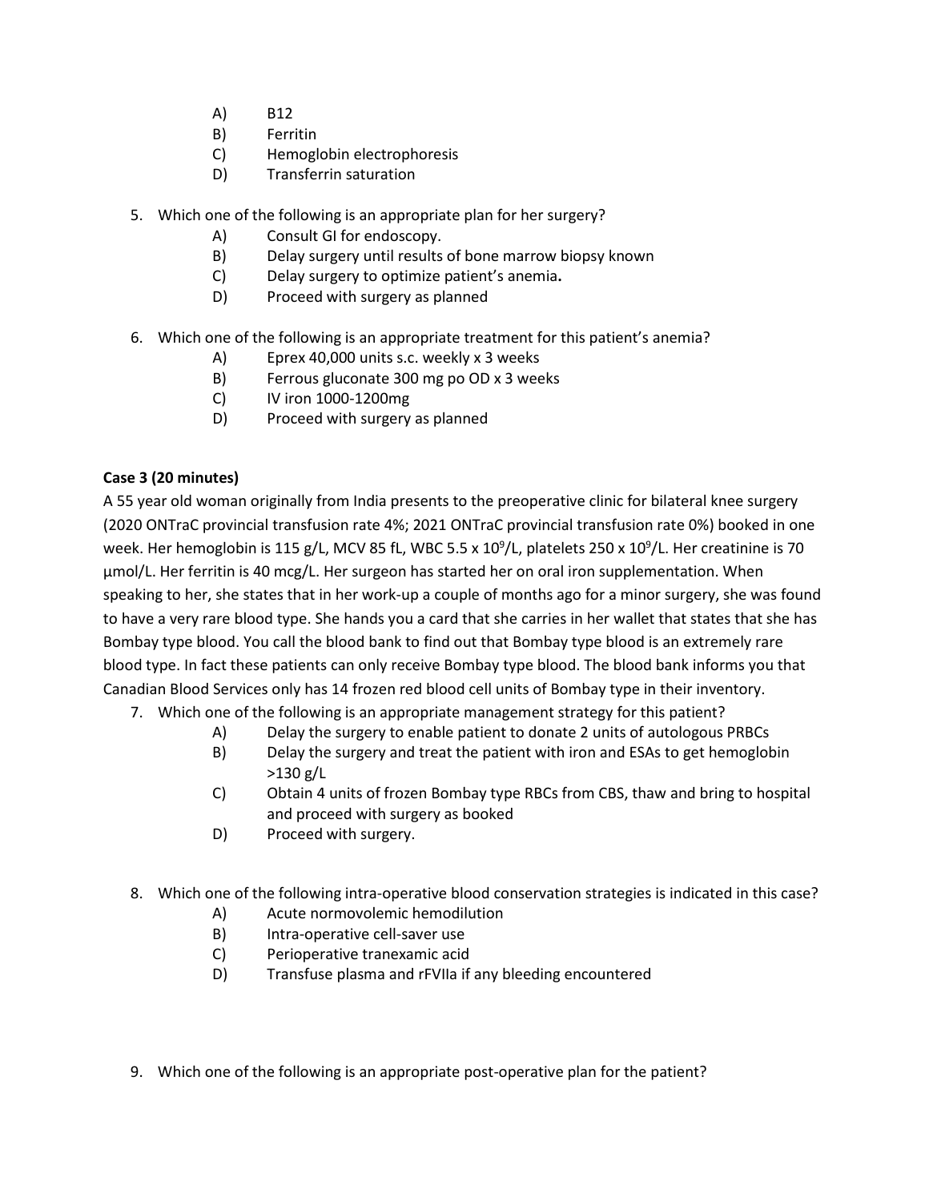A) B12
   B) Ferritin
   C) Hemoglobin electrophoresis
   D) Transferrin saturation

5. Which one of the following is an appropriate plan for her surgery?
   A) Consult GI for endoscopy.
   B) Delay surgery until results of bone marrow biopsy known
   C) Delay surgery to optimize patient's anemia.
   D) Proceed with surgery as planned

6. Which one of the following is an appropriate treatment for this patient's anemia?
   A) Eprex 40,000 units s.c. weekly x 3 weeks
   B) Ferrous gluconate 300 mg po OD x 3 weeks
   C) IV iron 1000-1200mg
   D) Proceed with surgery as planned

**Case 3 (20 minutes)**

A 55 year old woman originally from India presents to the preoperative clinic for bilateral knee surgery (2020 ONTraC provincial transfusion rate 4%; 2021 ONTraC provincial transfusion rate 0%) booked in one week. Her hemoglobin is 115 g/L, MCV 85 fL, WBC 5.5 x $10^9$/L, platelets 250 x $10^9$/L. Her creatinine is 70 µmol/L. Her ferritin is 40 mcg/L. Her surgeon has started her on oral iron supplementation. When speaking to her, she states that in her work-up a couple of months ago for a minor surgery, she was found to have a very rare blood type. She hands you a card that she carries in her wallet that states that she has Bombay type blood. You call the blood bank to find out that Bombay type blood is an extremely rare blood type. In fact these patients can only receive Bombay type blood. The blood bank informs you that Canadian Blood Services only has 14 frozen red blood cell units of Bombay type in their inventory.

7. Which one of the following is an appropriate management strategy for this patient?
   A) Delay the surgery to enable patient to donate 2 units of autologous PRBCs
   B) Delay the surgery and treat the patient with iron and ESAs to get hemoglobin >130 g/L
   C) Obtain 4 units of frozen Bombay type RBCs from CBS, thaw and bring to hospital and proceed with surgery as booked
   D) Proceed with surgery.

8. Which one of the following intra-operative blood conservation strategies is indicated in this case?
   A) Acute normovolemic hemodilution
   B) Intra-operative cell-saver use
   C) Perioperative tranexamic acid
   D) Transfuse plasma and rFVIIa if any bleeding encountered

9. Which one of the following is an appropriate post-operative plan for the patient?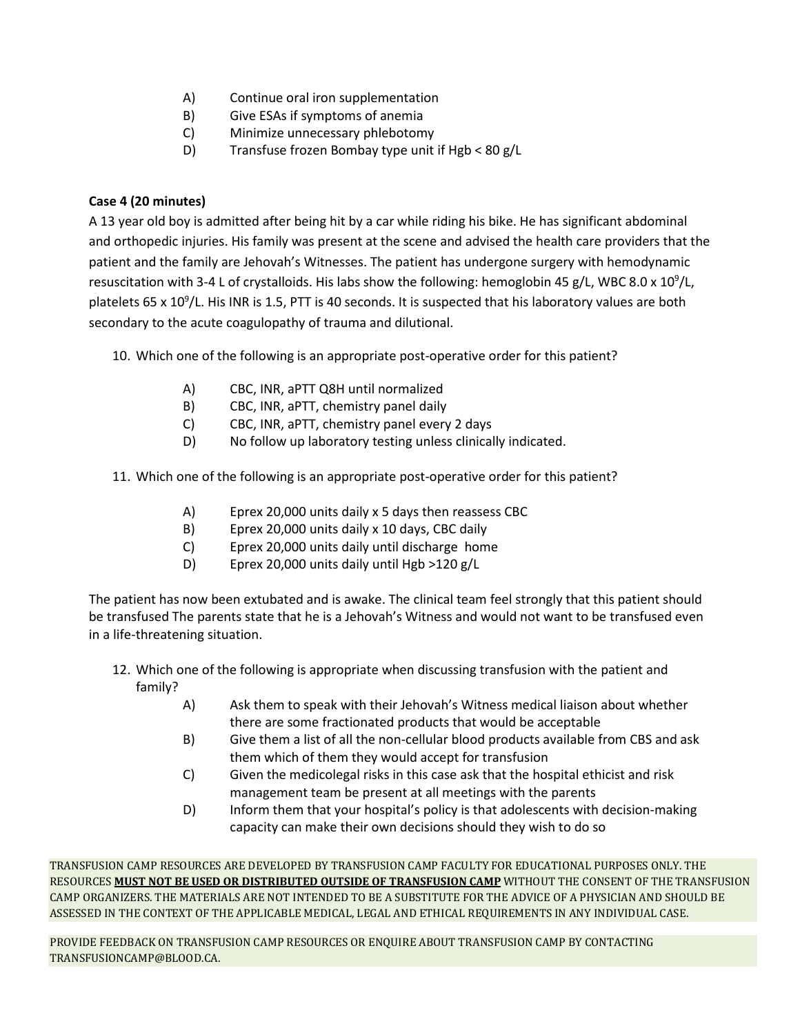A) Continue oral iron supplementation
B) Give ESAs if symptoms of anemia
C) Minimize unnecessary phlebotomy
D) Transfuse frozen Bombay type unit if Hgb < 80 g/L

**Case 4 (20 minutes)**

A 13 year old boy is admitted after being hit by a car while riding his bike. He has significant abdominal and orthopedic injuries. His family was present at the scene and advised the health care providers that the patient and the family are Jehovah's Witnesses. The patient has undergone surgery with hemodynamic resuscitation with 3-4 L of crystalloids. His labs show the following: hemoglobin 45 g/L, WBC 8.0 x $10^9$/L, platelets 65 x $10^9$/L. His INR is 1.5, PTT is 40 seconds. It is suspected that his laboratory values are both secondary to the acute coagulopathy of trauma and dilutional.

10. Which one of the following is an appropriate post-operative order for this patient?

    A) CBC, INR, aPTT Q8H until normalized
    B) CBC, INR, aPTT, chemistry panel daily
    C) CBC, INR, aPTT, chemistry panel every 2 days
    D) No follow up laboratory testing unless clinically indicated.

11. Which one of the following is an appropriate post-operative order for this patient?

    A) Eprex 20,000 units daily x 5 days then reassess CBC
    B) Eprex 20,000 units daily x 10 days, CBC daily
    C) Eprex 20,000 units daily until discharge home
    D) Eprex 20,000 units daily until Hgb >120 g/L

The patient has now been extubated and is awake. The clinical team feel strongly that this patient should be transfused The parents state that he is a Jehovah's Witness and would not want to be transfused even in a life-threatening situation.

12. Which one of the following is appropriate when discussing transfusion with the patient and family?

    A) Ask them to speak with their Jehovah's Witness medical liaison about whether there are some fractionated products that would be acceptable
    B) Give them a list of all the non-cellular blood products available from CBS and ask them which of them they would accept for transfusion
    C) Given the medicolegal risks in this case ask that the hospital ethicist and risk management team be present at all meetings with the parents
    D) Inform them that your hospital's policy is that adolescents with decision-making capacity can make their own decisions should they wish to do so

TRANSFUSION CAMP RESOURCES ARE DEVELOPED BY TRANSFUSION CAMP FACULTY FOR EDUCATIONAL PURPOSES ONLY. THE RESOURCES **MUST NOT BE USED OR DISTRIBUTED OUTSIDE OF TRANSFUSION CAMP** WITHOUT THE CONSENT OF THE TRANSFUSION CAMP ORGANIZERS. THE MATERIALS ARE NOT INTENDED TO BE A SUBSTITUTE FOR THE ADVICE OF A PHYSICIAN AND SHOULD BE ASSESSED IN THE CONTEXT OF THE APPLICABLE MEDICAL, LEGAL AND ETHICAL REQUIREMENTS IN ANY INDIVIDUAL CASE.

PROVIDE FEEDBACK ON TRANSFUSION CAMP RESOURCES OR ENQUIRE ABOUT TRANSFUSION CAMP BY CONTACTING TRANSFUSIONCAMP@BLOOD.CA.